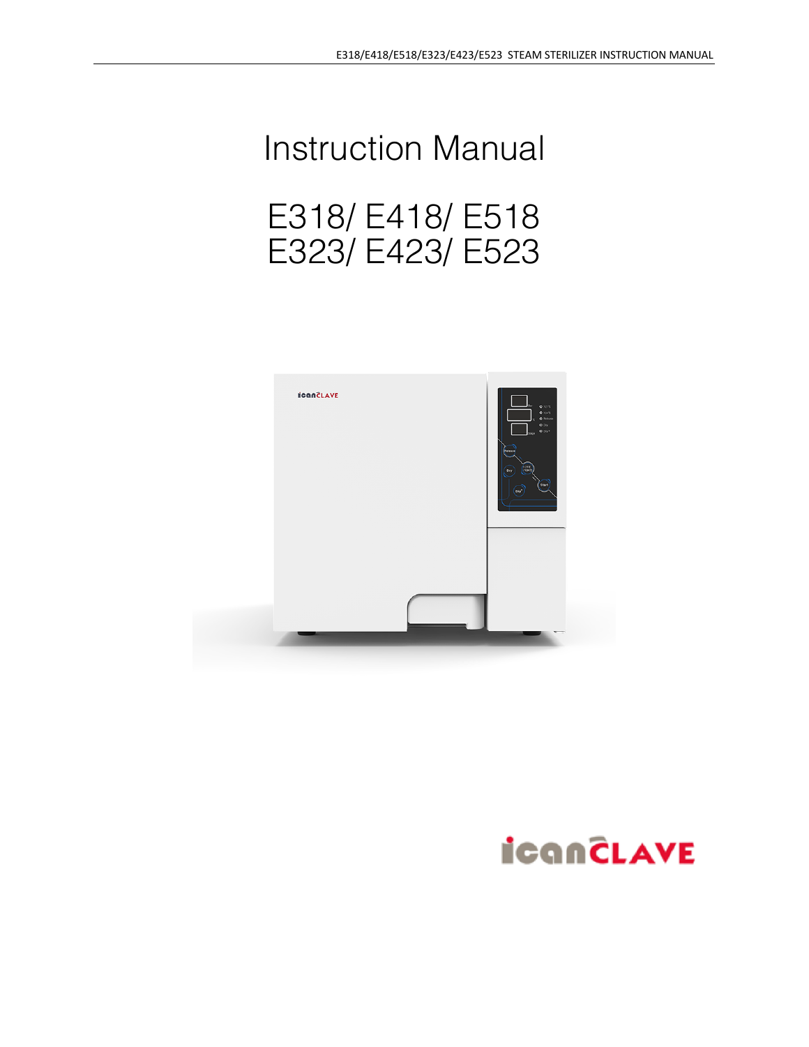# Instruction Manual

# E318/ E418/ E518
# E323/ E423/ E523

icanCLAVE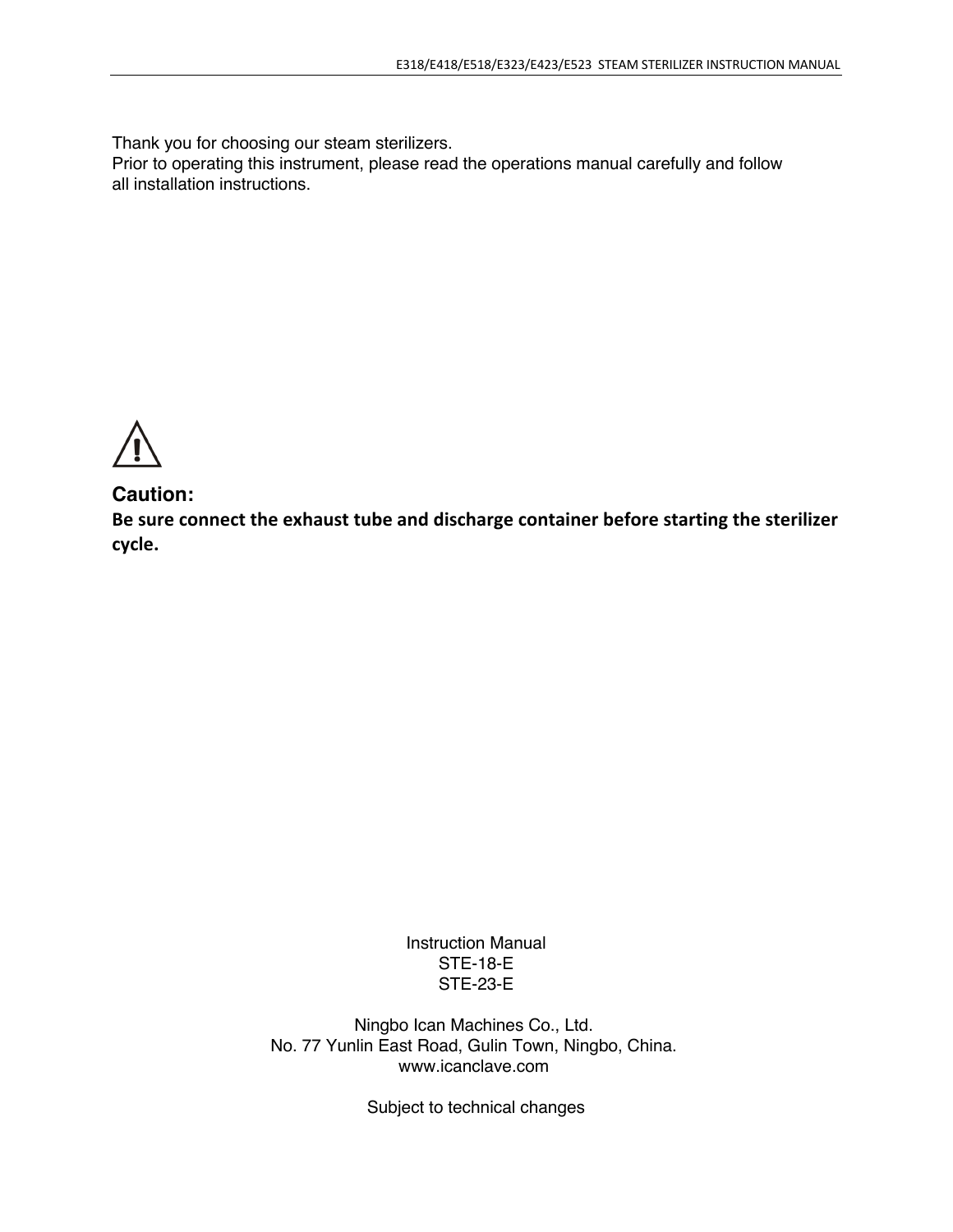Thank you for choosing our steam sterilizers.
Prior to operating this instrument, please read the operations manual carefully and follow all installation instructions.

⚠

**Caution:**
**Be sure connect the exhaust tube and discharge container before starting the sterilizer cycle.**

Instruction Manual
STE-18-E
STE-23-E

Ningbo Ican Machines Co., Ltd.
No. 77 Yunlin East Road, Gulin Town, Ningbo, China.
www.icanclave.com

Subject to technical changes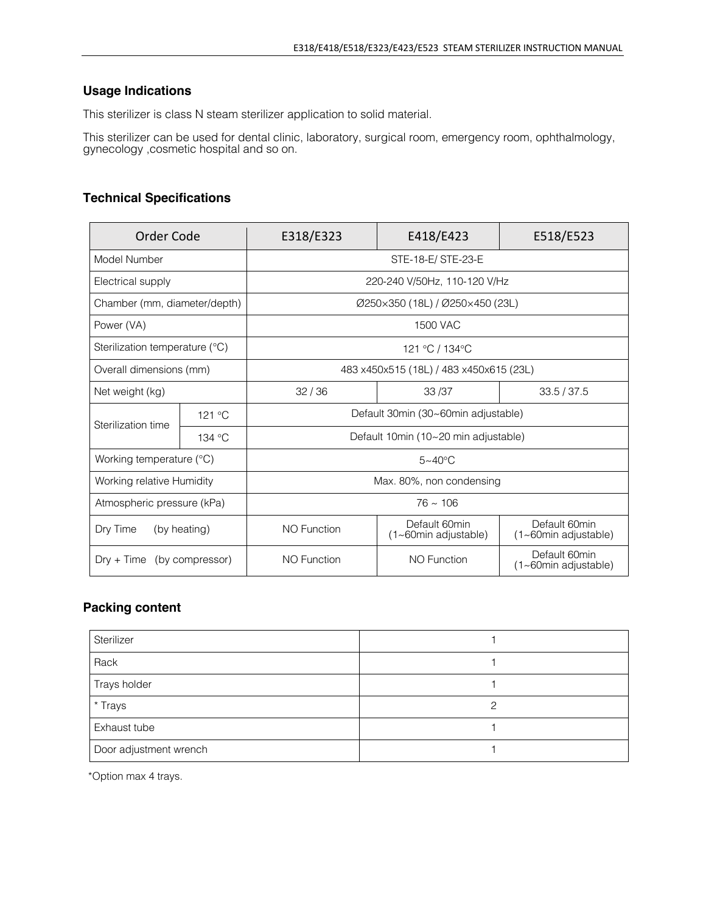## Usage Indications

This sterilizer is class N steam sterilizer application to solid material.

This sterilizer can be used for dental clinic, laboratory, surgical room, emergency room, ophthalmology, gynecology ,cosmetic hospital and so on.

## Technical Specifications

| Order Code | | E318/E323 | E418/E423 | E518/E523 |
|---|---|---|---|---|
| Model Number | | STE-18-E/ STE-23-E | | |
| Electrical supply | | 220-240 V/50Hz, 110-120 V/Hz | | |
| Chamber (mm, diameter/depth) | | Ø250×350 (18L) / Ø250×450 (23L) | | |
| Power (VA) | | 1500 VAC | | |
| Sterilization temperature (°C) | | 121 °C / 134°C | | |
| Overall dimensions (mm) | | 483 x450x515 (18L) / 483 x450x615 (23L) | | |
| Net weight (kg) | | 32 / 36 | 33 /37 | 33.5 / 37.5 |
| Sterilization time | 121 °C | Default 30min (30~60min adjustable) | | |
| | 134 °C | Default 10min (10~20 min adjustable) | | |
| Working temperature (°C) | | 5~40°C | | |
| Working relative Humidity | | Max. 80%, non condensing | | |
| Atmospheric pressure (kPa) | | 76 ~ 106 | | |
| Dry Time (by heating) | | NO Function | Default 60min (1~60min adjustable) | Default 60min (1~60min adjustable) |
| Dry + Time (by compressor) | | NO Function | NO Function | Default 60min (1~60min adjustable) |

## Packing content

| Sterilizer | 1 |
|---|---|
| Rack | 1 |
| Trays holder | 1 |
| * Trays | 2 |
| Exhaust tube | 1 |
| Door adjustment wrench | 1 |

*Option max 4 trays.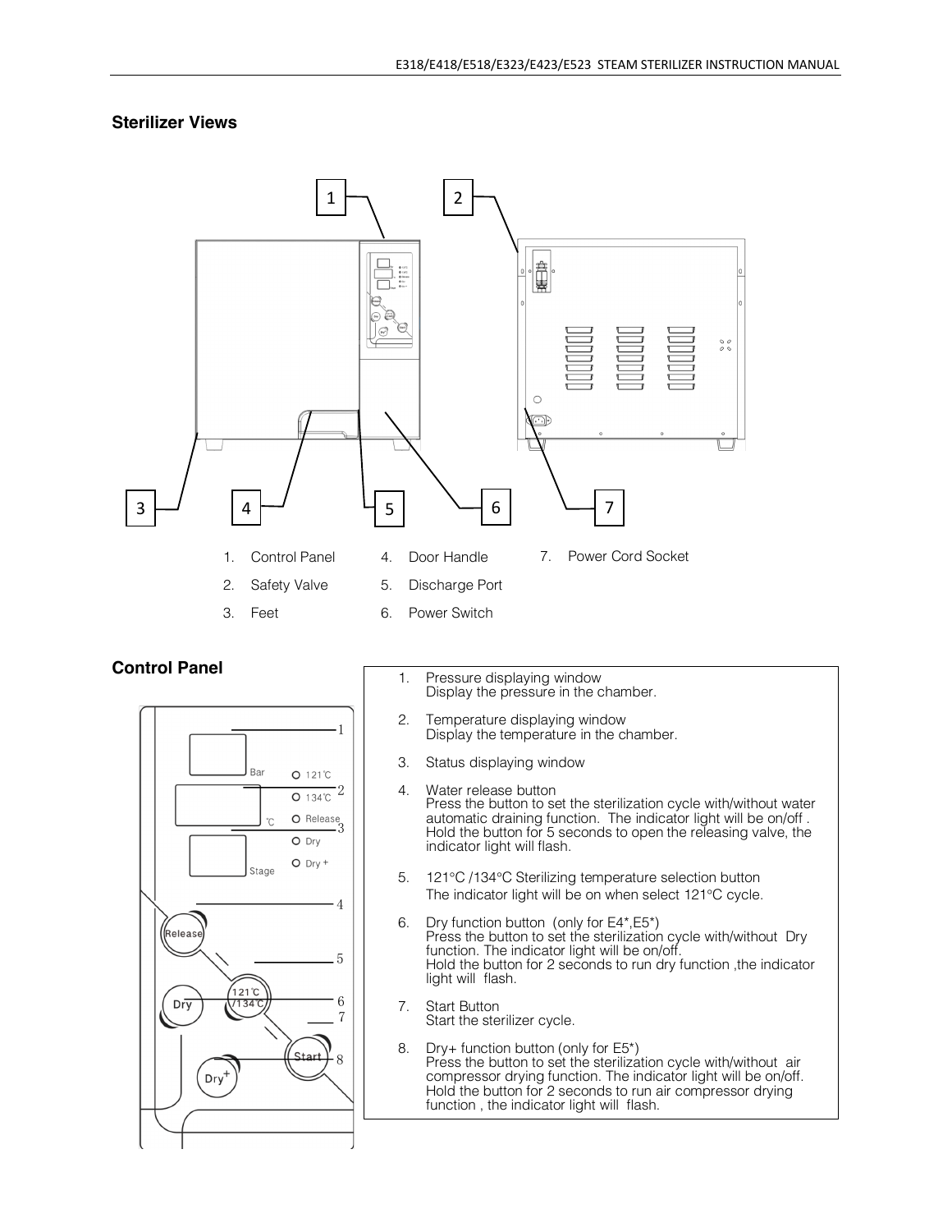## Sterilizer Views

1. Control Panel
2. Safety Valve
3. Feet
4. Door Handle
5. Discharge Port
6. Power Switch
7. Power Cord Socket

## Control Panel

1. Pressure displaying window
   Display the pressure in the chamber.

2. Temperature displaying window
   Display the temperature in the chamber.

3. Status displaying window

4. Water release button
   Press the button to set the sterilization cycle with/without water automatic draining function. The indicator light will be on/off . Hold the button for 5 seconds to open the releasing valve, the indicator light will flash.

5. 121°C /134°C Sterilizing temperature selection button
   The indicator light will be on when select 121°C cycle.

6. Dry function button (only for E4*,E5*)
   Press the button to set the sterilization cycle with/without Dry function. The indicator light will be on/off.
   Hold the button for 2 seconds to run dry function ,the indicator light will flash.

7. Start Button
   Start the sterilizer cycle.

8. Dry+ function button (only for E5*)
   Press the button to set the sterilization cycle with/without air compressor drying function. The indicator light will be on/off. Hold the button for 2 seconds to run air compressor drying function , the indicator light will flash.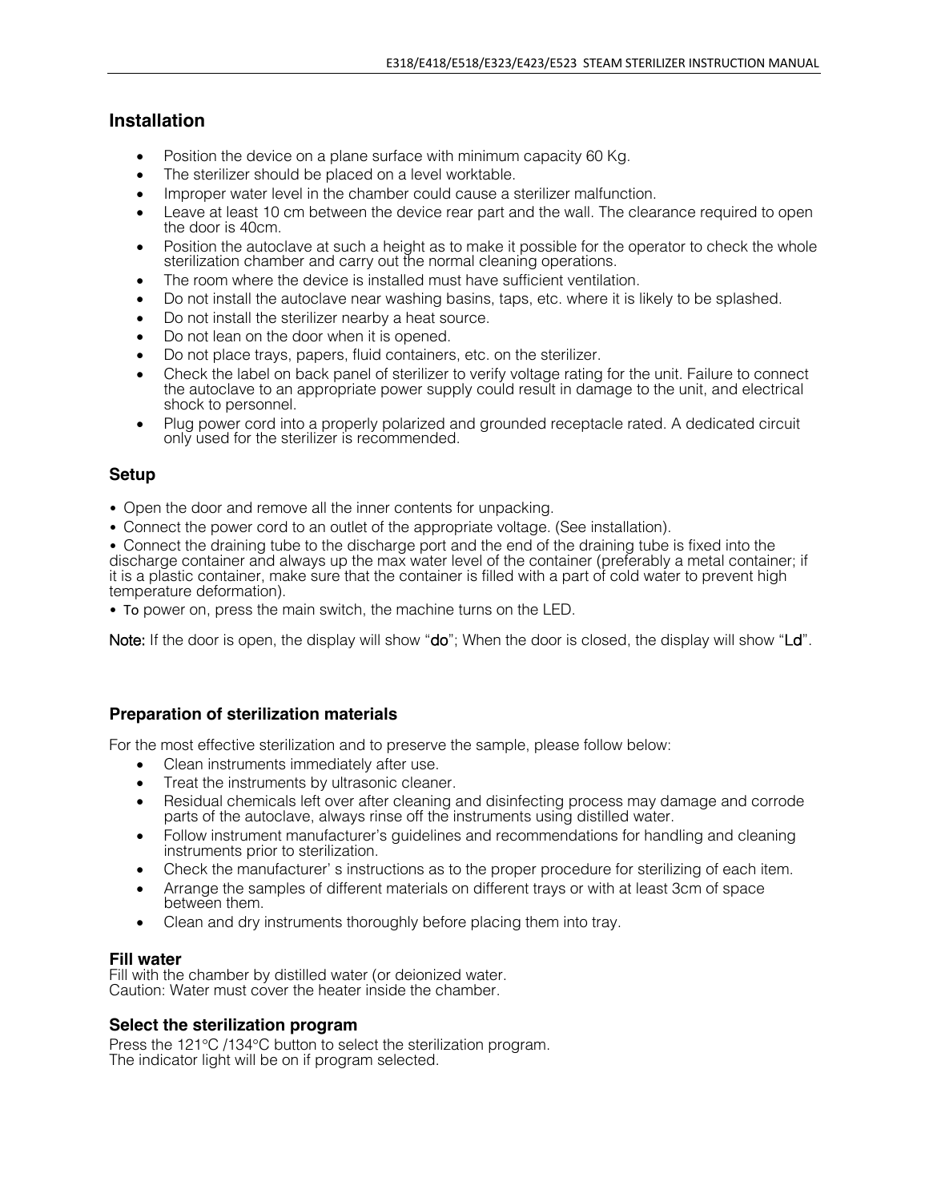## Installation

- Position the device on a plane surface with minimum capacity 60 Kg.
- The sterilizer should be placed on a level worktable.
- Improper water level in the chamber could cause a sterilizer malfunction.
- Leave at least 10 cm between the device rear part and the wall. The clearance required to open the door is 40cm.
- Position the autoclave at such a height as to make it possible for the operator to check the whole sterilization chamber and carry out the normal cleaning operations.
- The room where the device is installed must have sufficient ventilation.
- Do not install the autoclave near washing basins, taps, etc. where it is likely to be splashed.
- Do not install the sterilizer nearby a heat source.
- Do not lean on the door when it is opened.
- Do not place trays, papers, fluid containers, etc. on the sterilizer.
- Check the label on back panel of sterilizer to verify voltage rating for the unit. Failure to connect the autoclave to an appropriate power supply could result in damage to the unit, and electrical shock to personnel.
- Plug power cord into a properly polarized and grounded receptacle rated. A dedicated circuit only used for the sterilizer is recommended.

### Setup

- Open the door and remove all the inner contents for unpacking.
- Connect the power cord to an outlet of the appropriate voltage. (See installation).
- Connect the draining tube to the discharge port and the end of the draining tube is fixed into the discharge container and always up the max water level of the container (preferably a metal container; if it is a plastic container, make sure that the container is filled with a part of cold water to prevent high temperature deformation).
- To power on, press the main switch, the machine turns on the LED.

Note: If the door is open, the display will show "do"; When the door is closed, the display will show "Ld".

### Preparation of sterilization materials

For the most effective sterilization and to preserve the sample, please follow below:

- Clean instruments immediately after use.
- Treat the instruments by ultrasonic cleaner.
- Residual chemicals left over after cleaning and disinfecting process may damage and corrode parts of the autoclave, always rinse off the instruments using distilled water.
- Follow instrument manufacturer's guidelines and recommendations for handling and cleaning instruments prior to sterilization.
- Check the manufacturer' s instructions as to the proper procedure for sterilizing of each item.
- Arrange the samples of different materials on different trays or with at least 3cm of space between them.
- Clean and dry instruments thoroughly before placing them into tray.

### Fill water

Fill with the chamber by distilled water (or deionized water.
Caution: Water must cover the heater inside the chamber.

### Select the sterilization program

Press the 121°C /134°C button to select the sterilization program.
The indicator light will be on if program selected.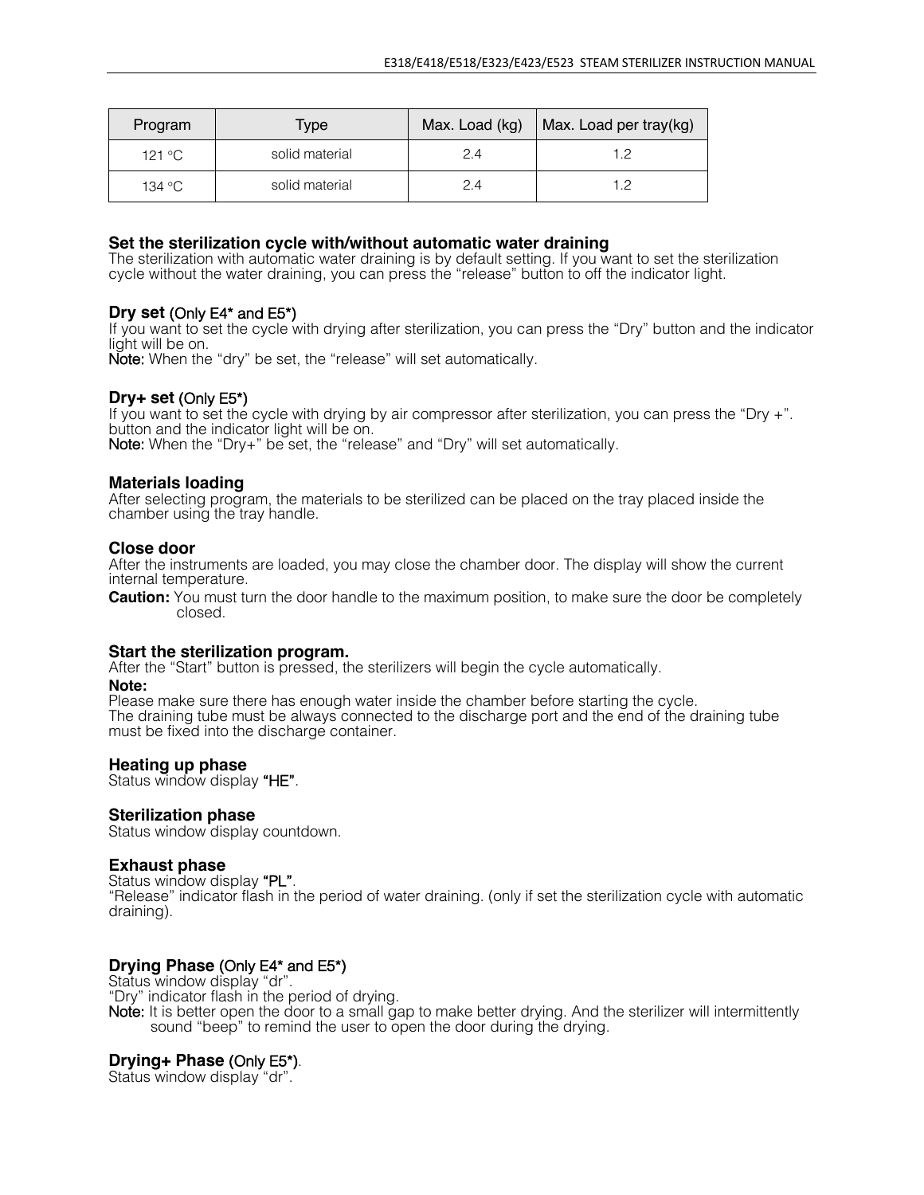| Program | Type | Max. Load (kg) | Max. Load per tray(kg) |
|---|---|---|---|
| 121 °C | solid material | 2.4 | 1.2 |
| 134 °C | solid material | 2.4 | 1.2 |

### Set the sterilization cycle with/without automatic water draining

The sterilization with automatic water draining is by default setting. If you want to set the sterilization cycle without the water draining, you can press the "release" button to off the indicator light.

### Dry set (Only E4* and E5*)

If you want to set the cycle with drying after sterilization, you can press the "Dry" button and the indicator light will be on.

**Note:** When the "dry" be set, the "release" will set automatically.

### Dry+ set (Only E5*)

If you want to set the cycle with drying by air compressor after sterilization, you can press the "Dry +". button and the indicator light will be on.

**Note:** When the "Dry+" be set, the "release" and "Dry" will set automatically.

### Materials loading

After selecting program, the materials to be sterilized can be placed on the tray placed inside the chamber using the tray handle.

### Close door

After the instruments are loaded, you may close the chamber door. The display will show the current internal temperature.

**Caution:** You must turn the door handle to the maximum position, to make sure the door be completely closed.

### Start the sterilization program.

After the "Start" button is pressed, the sterilizers will begin the cycle automatically.

**Note:**

Please make sure there has enough water inside the chamber before starting the cycle.
The draining tube must be always connected to the discharge port and the end of the draining tube must be fixed into the discharge container.

### Heating up phase

Status window display **"HE"**.

### Sterilization phase

Status window display countdown.

### Exhaust phase

Status window display **"PL"**.
"Release" indicator flash in the period of water draining. (only if set the sterilization cycle with automatic draining).

### Drying Phase (Only E4* and E5*)

Status window display "dr".
"Dry" indicator flash in the period of drying.

**Note:** It is better open the door to a small gap to make better drying. And the sterilizer will intermittently sound "beep" to remind the user to open the door during the drying.

### Drying+ Phase (Only E5*).

Status window display "dr".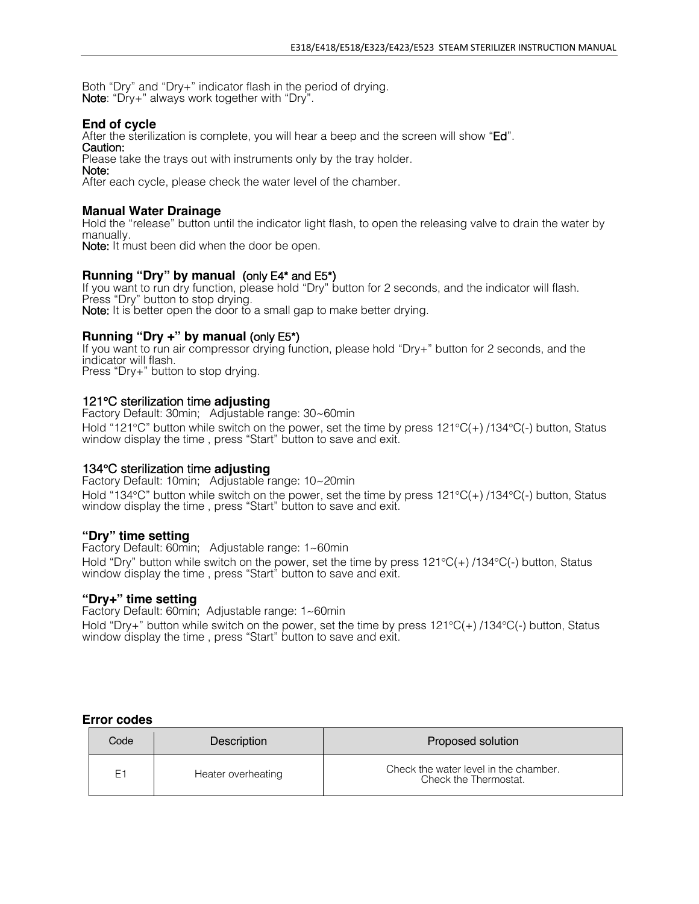Both “Dry” and “Dry+” indicator flash in the period of drying.
**Note**: “Dry+” always work together with “Dry”.

### End of cycle

After the sterilization is complete, you will hear a beep and the screen will show “**Ed**”.
**Caution:**
Please take the trays out with instruments only by the tray holder.
**Note:**
After each cycle, please check the water level of the chamber.

### Manual Water Drainage

Hold the “release” button until the indicator light flash, to open the releasing valve to drain the water by manually.
**Note:** It must been did when the door be open.

### Running “Dry” by manual (only E4* and E5*)

If you want to run dry function, please hold “Dry” button for 2 seconds, and the indicator will flash.
Press “Dry” button to stop drying.
**Note:** It is better open the door to a small gap to make better drying.

### Running “Dry +” by manual (only E5*)

If you want to run air compressor drying function, please hold “Dry+” button for 2 seconds, and the indicator will flash.
Press “Dry+” button to stop drying.

### 121°C sterilization time adjusting

Factory Default: 30min;   Adjustable range: 30~60min

Hold “121°C” button while switch on the power, set the time by press 121°C(+) /134°C(-) button, Status window display the time , press “Start” button to save and exit.

### 134°C sterilization time adjusting

Factory Default: 10min;   Adjustable range: 10~20min

Hold “134°C” button while switch on the power, set the time by press 121°C(+) /134°C(-) button, Status window display the time , press “Start” button to save and exit.

### “Dry” time setting

Factory Default: 60min;   Adjustable range: 1~60min

Hold “Dry” button while switch on the power, set the time by press 121°C(+) /134°C(-) button, Status window display the time , press “Start” button to save and exit.

### “Dry+” time setting

Factory Default: 60min;  Adjustable range: 1~60min

Hold “Dry+” button while switch on the power, set the time by press 121°C(+) /134°C(-) button, Status window display the time , press “Start” button to save and exit.

### Error codes

| Code | Description | Proposed solution |
|---|---|---|
| E1 | Heater overheating | Check the water level in the chamber. Check the Thermostat. |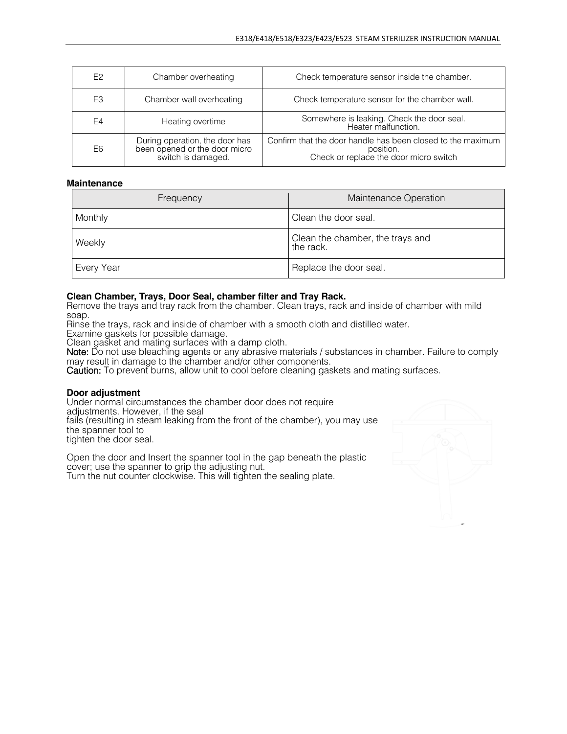| E2 | Chamber overheating | Check temperature sensor inside the chamber. |
|---|---|---|
| E3 | Chamber wall overheating | Check temperature sensor for the chamber wall. |
| E4 | Heating overtime | Somewhere is leaking. Check the door seal.<br>Heater malfunction. |
| E6 | During operation, the door has been opened or the door micro switch is damaged. | Confirm that the door handle has been closed to the maximum position.<br>Check or replace the door micro switch |

**Maintenance**

| Frequency | Maintenance Operation |
|---|---|
| Monthly | Clean the door seal. |
| Weekly | Clean the chamber, the trays and the rack. |
| Every Year | Replace the door seal. |

**Clean Chamber, Trays, Door Seal, chamber filter and Tray Rack.**

Remove the trays and tray rack from the chamber. Clean trays, rack and inside of chamber with mild soap.
Rinse the trays, rack and inside of chamber with a smooth cloth and distilled water.
Examine gaskets for possible damage.
Clean gasket and mating surfaces with a damp cloth.
**Note:** Do not use bleaching agents or any abrasive materials / substances in chamber. Failure to comply may result in damage to the chamber and/or other components.
**Caution:** To prevent burns, allow unit to cool before cleaning gaskets and mating surfaces.

**Door adjustment**

Under normal circumstances the chamber door does not require adjustments. However, if the seal fails (resulting in steam leaking from the front of the chamber), you may use the spanner tool to tighten the door seal.

Open the door and Insert the spanner tool in the gap beneath the plastic cover; use the spanner to grip the adjusting nut.
Turn the nut counter clockwise. This will tighten the sealing plate.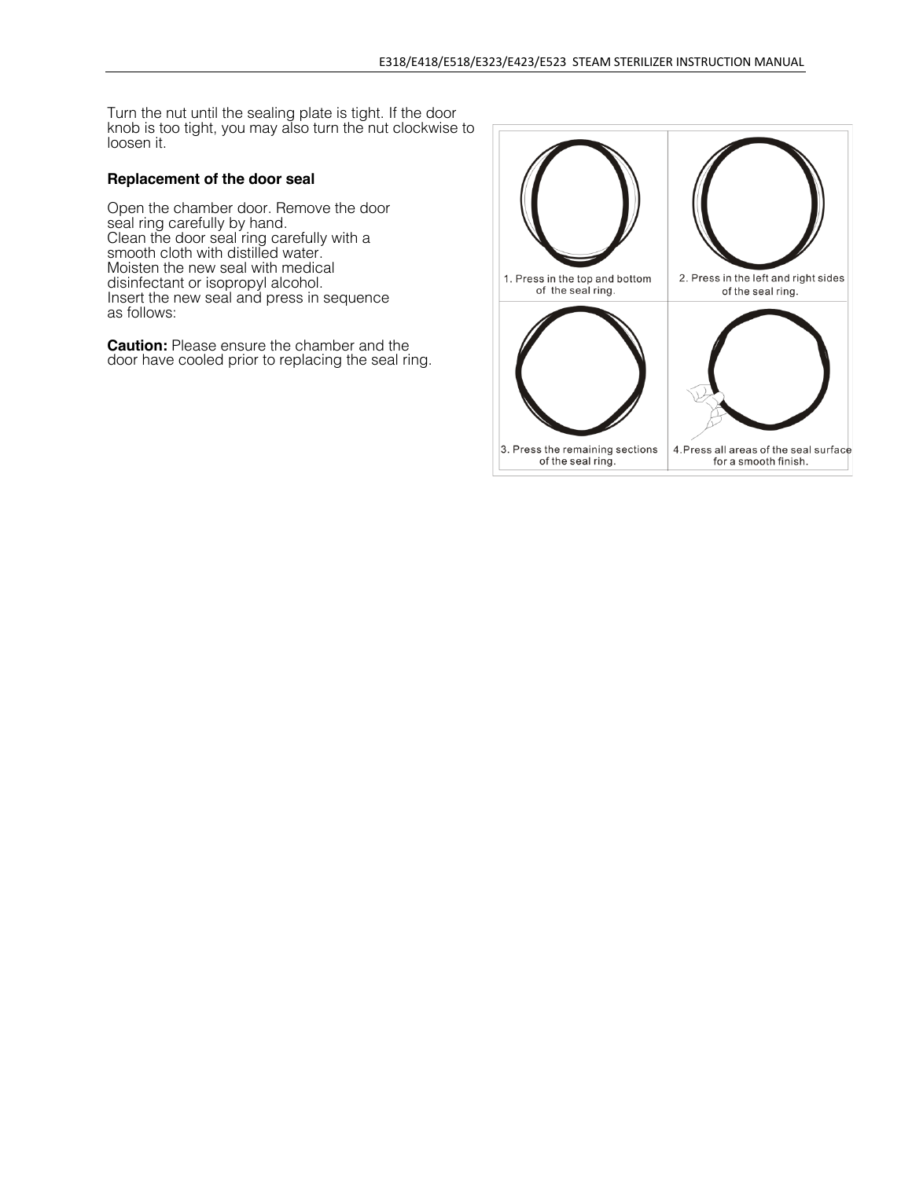Turn the nut until the sealing plate is tight. If the door knob is too tight, you may also turn the nut clockwise to loosen it.

**Replacement of the door seal**

Open the chamber door. Remove the door seal ring carefully by hand.
Clean the door seal ring carefully with a smooth cloth with distilled water.
Moisten the new seal with medical disinfectant or isopropyl alcohol.
Insert the new seal and press in sequence as follows:

**Caution:** Please ensure the chamber and the door have cooled prior to replacing the seal ring.

1. Press in the top and bottom of the seal ring.
2. Press in the left and right sides of the seal ring.
3. Press the remaining sections of the seal ring.
4. Press all areas of the seal surface for a smooth finish.